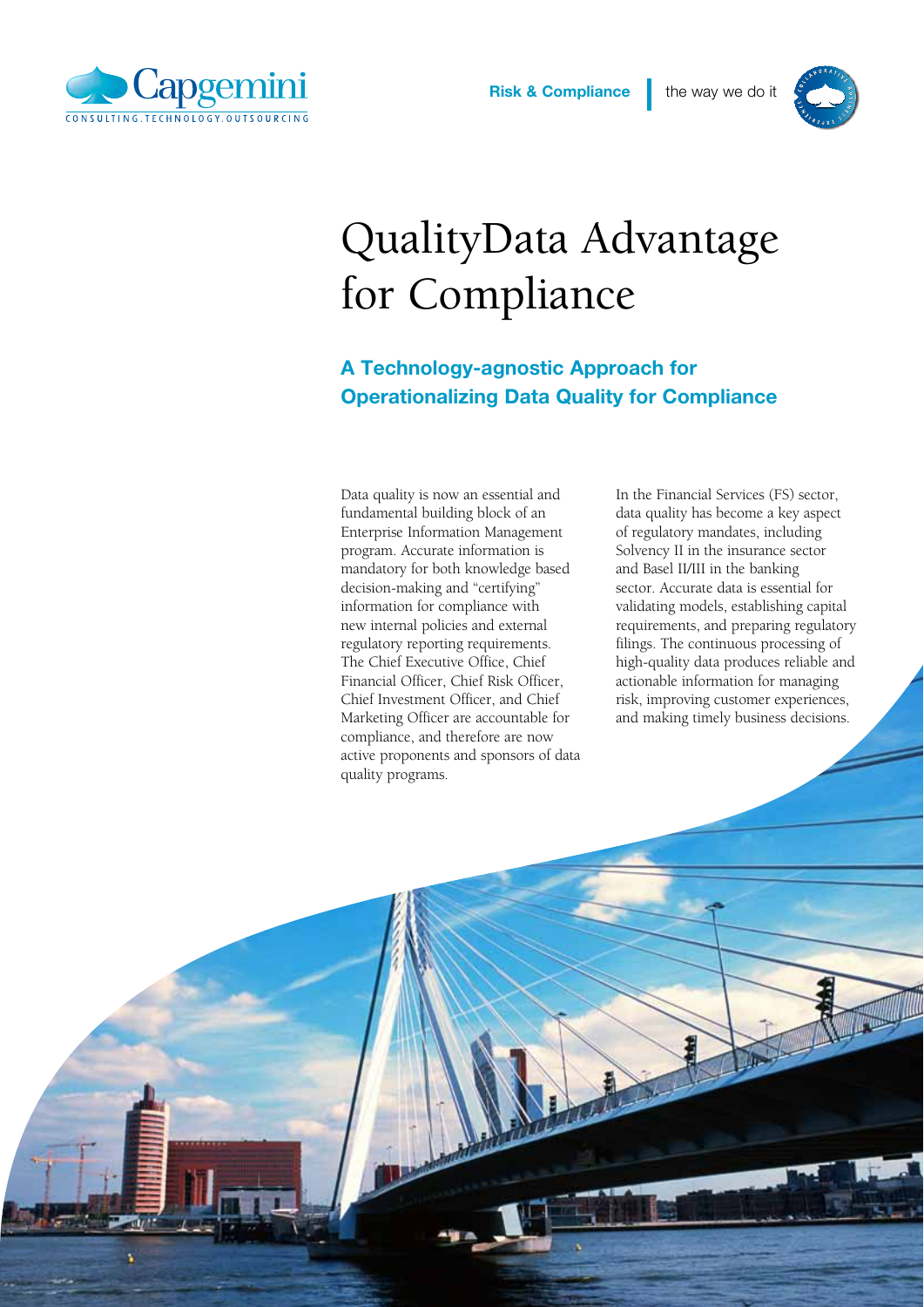# QualityData Advantage for Compliance

## A Technology-agnostic Approach for Operationalizing Data Quality for Compliance

Data quality is now an essential and fundamental building block of an Enterprise Information Management program. Accurate information is mandatory for both knowledge based decision-making and "certifying" information for compliance with new internal policies and external regulatory reporting requirements. The Chief Executive Office, Chief Financial Officer, Chief Risk Officer, Chief Investment Officer, and Chief Marketing Officer are accountable for compliance, and therefore are now active proponents and sponsors of data quality programs.

In the Financial Services (FS) sector, data quality has become a key aspect of regulatory mandates, including Solvency II in the insurance sector and Basel II/III in the banking sector. Accurate data is essential for validating models, establishing capital requirements, and preparing regulatory filings. The continuous processing of high-quality data produces reliable and actionable information for managing risk, improving customer experiences, and making timely business decisions.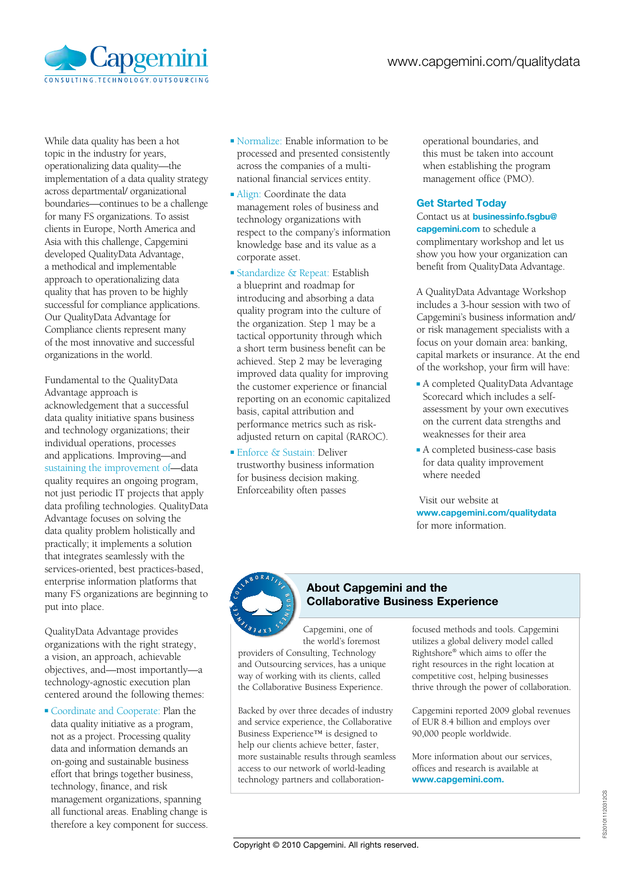While data quality has been a hot topic in the industry for years, operationalizing data quality—the implementation of a data quality strategy across departmental/ organizational boundaries—continues to be a challenge for many FS organizations. To assist clients in Europe, North America and Asia with this challenge, Capgemini developed QualityData Advantage, a methodical and implementable approach to operationalizing data quality that has proven to be highly successful for compliance applications. Our QualityData Advantage for Compliance clients represent many of the most innovative and successful organizations in the world.

Fundamental to the QualityData Advantage approach is acknowledgement that a successful data quality initiative spans business and technology organizations; their individual operations, processes and applications. Improving—and sustaining the improvement of—data quality requires an ongoing program, not just periodic IT projects that apply data profiling technologies. QualityData Advantage focuses on solving the data quality problem holistically and practically; it implements a solution that integrates seamlessly with the services-oriented, best practices-based, enterprise information platforms that many FS organizations are beginning to put into place.

QualityData Advantage provides organizations with the right strategy, a vision, an approach, achievable objectives, and—most importantly—a technology-agnostic execution plan centered around the following themes:

- Coordinate and Cooperate: Plan the data quality initiative as a program, not as a project. Processing quality data and information demands an on-going and sustainable business effort that brings together business, technology, finance, and risk management organizations, spanning all functional areas. Enabling change is therefore a key component for success.
- Normalize: Enable information to be processed and presented consistently across the companies of a multi-national financial services entity.
- Align: Coordinate the data management roles of business and technology organizations with respect to the company's information knowledge base and its value as a corporate asset.
- Standardize & Repeat: Establish a blueprint and roadmap for introducing and absorbing a data quality program into the culture of the organization. Step 1 may be a tactical opportunity through which a short term business benefit can be achieved. Step 2 may be leveraging improved data quality for improving the customer experience or financial reporting on an economic capitalized basis, capital attribution and performance metrics such as risk-adjusted return on capital (RAROC).
- Enforce & Sustain: Deliver trustworthy business information for business decision making. Enforceability often passes operational boundaries, and this must be taken into account when establishing the program management office (PMO).

## Get Started Today

Contact us at **businessinfo.fsgbu@capgemini.com** to schedule a complimentary workshop and let us show you how your organization can benefit from QualityData Advantage.

A QualityData Advantage Workshop includes a 3-hour session with two of Capgemini's business information and/ or risk management specialists with a focus on your domain area: banking, capital markets or insurance. At the end of the workshop, your firm will have:

- A completed QualityData Advantage Scorecard which includes a self-assessment by your own executives on the current data strengths and weaknesses for their area
- A completed business-case basis for data quality improvement where needed

Visit our website at **www.capgemini.com/qualitydata** for more information.

## About Capgemini and the Collaborative Business Experience

Capgemini, one of the world's foremost providers of Consulting, Technology and Outsourcing services, has a unique way of working with its clients, called the Collaborative Business Experience.

Backed by over three decades of industry and service experience, the Collaborative Business Experience™ is designed to help our clients achieve better, faster, more sustainable results through seamless access to our network of world-leading technology partners and collaboration-focused methods and tools. Capgemini utilizes a global delivery model called Rightshore® which aims to offer the right resources in the right location at competitive cost, helping businesses thrive through the power of collaboration.

Capgemini reported 2009 global revenues of EUR 8.4 billion and employs over 90,000 people worldwide.

More information about our services, offices and research is available at **www.capgemini.com.**

Copyright © 2010 Capgemini. All rights reserved.